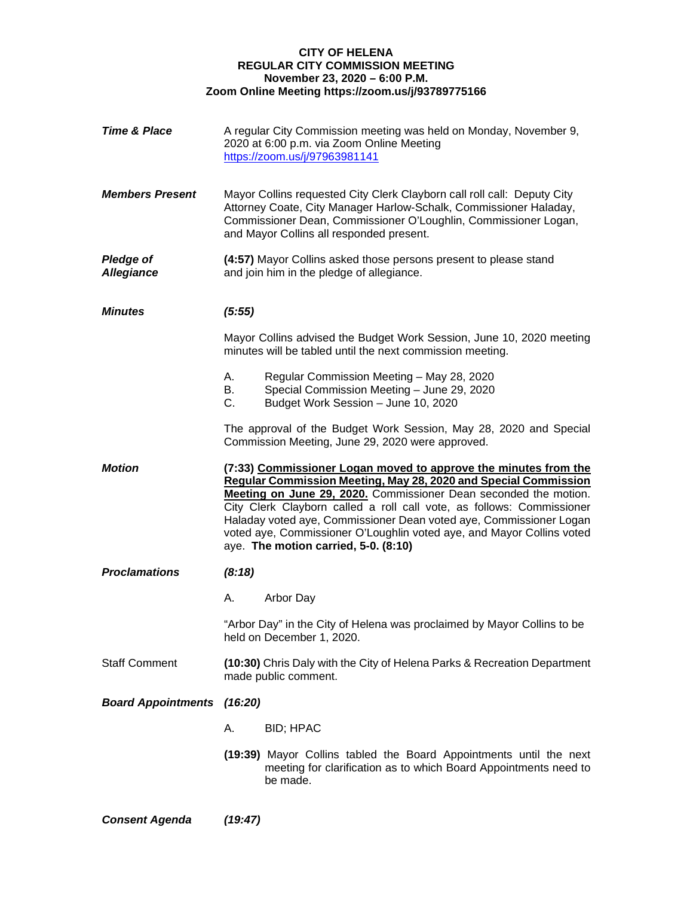**CITY OF HELENA**
**REGULAR CITY COMMISSION MEETING**
**November 23, 2020 – 6:00 P.M.**
**Zoom Online Meeting https://zoom.us/j/93789775166**

***Time & Place***

A regular City Commission meeting was held on Monday, November 9, 2020 at 6:00 p.m. via Zoom Online Meeting https://zoom.us/j/97963981141

***Members Present***

Mayor Collins requested City Clerk Clayborn call roll call: Deputy City Attorney Coate, City Manager Harlow-Schalk, Commissioner Haladay, Commissioner Dean, Commissioner O'Loughlin, Commissioner Logan, and Mayor Collins all responded present.

***Pledge of Allegiance***

**(4:57)** Mayor Collins asked those persons present to please stand and join him in the pledge of allegiance.

***Minutes***

***(5:55)***

Mayor Collins advised the Budget Work Session, June 10, 2020 meeting minutes will be tabled until the next commission meeting.

A. Regular Commission Meeting – May 28, 2020
B. Special Commission Meeting – June 29, 2020
C. Budget Work Session – June 10, 2020

The approval of the Budget Work Session, May 28, 2020 and Special Commission Meeting, June 29, 2020 were approved.

***Motion***

**(7:33) <u>Commissioner Logan moved to approve the minutes from the Regular Commission Meeting, May 28, 2020 and Special Commission Meeting on June 29, 2020.</u>** Commissioner Dean seconded the motion. City Clerk Clayborn called a roll call vote, as follows: Commissioner Haladay voted aye, Commissioner Dean voted aye, Commissioner Logan voted aye, Commissioner O'Loughlin voted aye, and Mayor Collins voted aye. **The motion carried, 5-0. (8:10)**

***Proclamations***

***(8:18)***

A. Arbor Day

"Arbor Day" in the City of Helena was proclaimed by Mayor Collins to be held on December 1, 2020.

Staff Comment

**(10:30)** Chris Daly with the City of Helena Parks & Recreation Department made public comment.

***Board Appointments***

***(16:20)***

A. BID; HPAC

**(19:39)** Mayor Collins tabled the Board Appointments until the next meeting for clarification as to which Board Appointments need to be made.

***Consent Agenda***

***(19:47)***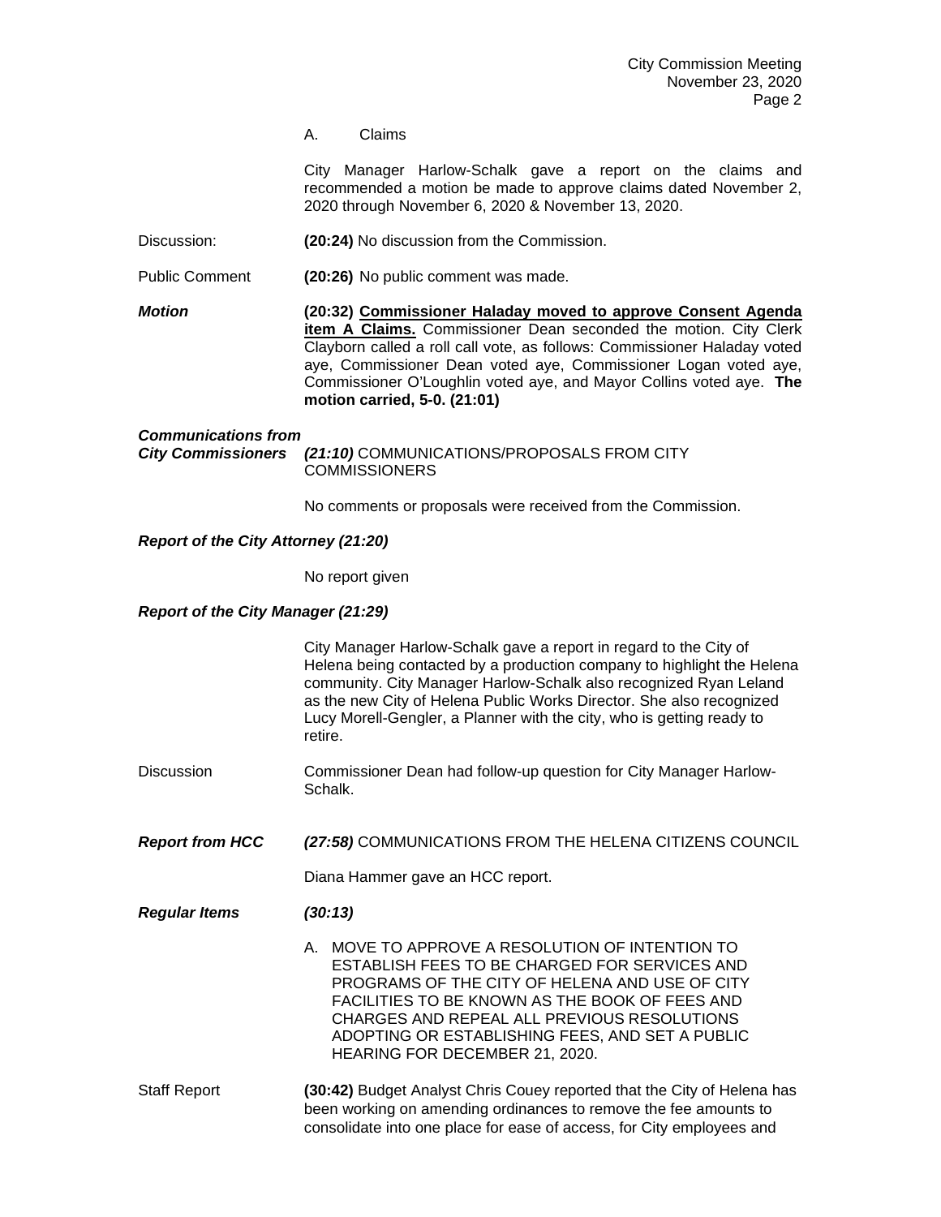A. Claims

City Manager Harlow-Schalk gave a report on the claims and recommended a motion be made to approve claims dated November 2, 2020 through November 6, 2020 & November 13, 2020.

Discussion: **(20:24)** No discussion from the Commission.

Public Comment **(20:26)** No public comment was made.

***Motion*** **(20:32) <u>Commissioner Haladay moved to approve Consent Agenda item A Claims.</u>** Commissioner Dean seconded the motion. City Clerk Clayborn called a roll call vote, as follows: Commissioner Haladay voted aye, Commissioner Dean voted aye, Commissioner Logan voted aye, Commissioner O'Loughlin voted aye, and Mayor Collins voted aye. **The motion carried, 5-0. (21:01)**

***Communications from City Commissioners*** ***(21:10)*** COMMUNICATIONS/PROPOSALS FROM CITY COMMISSIONERS

No comments or proposals were received from the Commission.

***Report of the City Attorney (21:20)***

No report given

***Report of the City Manager (21:29)***

City Manager Harlow-Schalk gave a report in regard to the City of Helena being contacted by a production company to highlight the Helena community. City Manager Harlow-Schalk also recognized Ryan Leland as the new City of Helena Public Works Director. She also recognized Lucy Morell-Gengler, a Planner with the city, who is getting ready to retire.

Discussion Commissioner Dean had follow-up question for City Manager Harlow-Schalk.

***Report from HCC*** ***(27:58)*** COMMUNICATIONS FROM THE HELENA CITIZENS COUNCIL

Diana Hammer gave an HCC report.

***Regular Items*** ***(30:13)***

A. MOVE TO APPROVE A RESOLUTION OF INTENTION TO ESTABLISH FEES TO BE CHARGED FOR SERVICES AND PROGRAMS OF THE CITY OF HELENA AND USE OF CITY FACILITIES TO BE KNOWN AS THE BOOK OF FEES AND CHARGES AND REPEAL ALL PREVIOUS RESOLUTIONS ADOPTING OR ESTABLISHING FEES, AND SET A PUBLIC HEARING FOR DECEMBER 21, 2020.

Staff Report **(30:42)** Budget Analyst Chris Couey reported that the City of Helena has been working on amending ordinances to remove the fee amounts to consolidate into one place for ease of access, for City employees and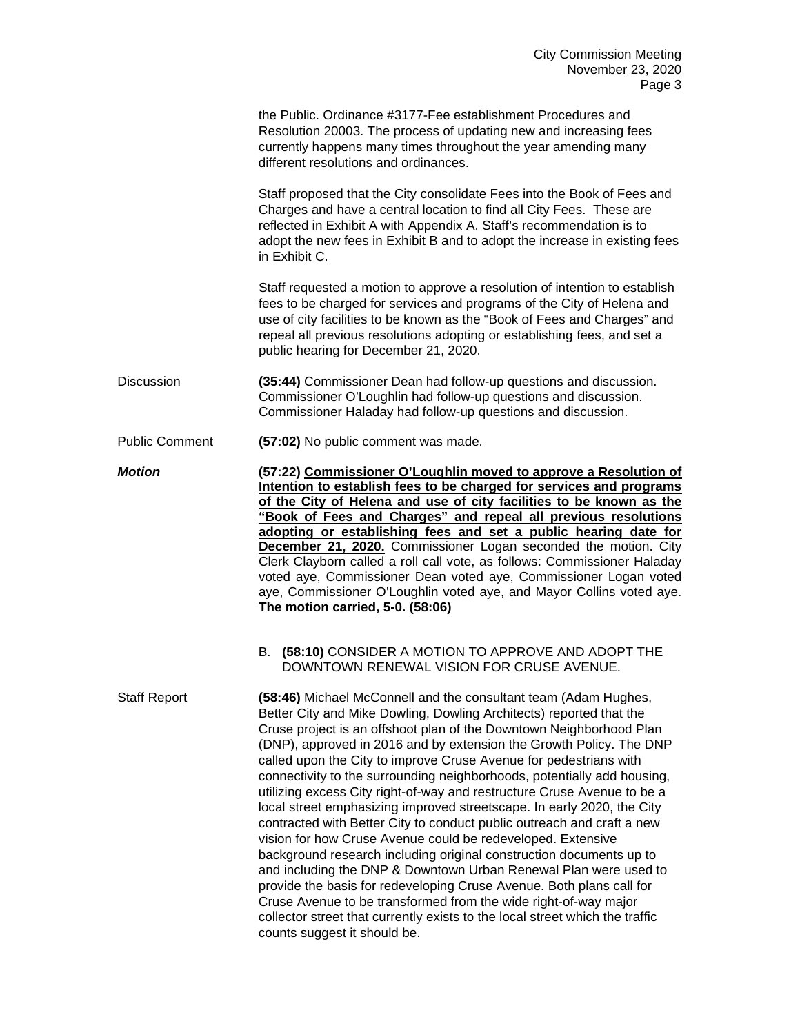the Public. Ordinance #3177-Fee establishment Procedures and Resolution 20003. The process of updating new and increasing fees currently happens many times throughout the year amending many different resolutions and ordinances.

Staff proposed that the City consolidate Fees into the Book of Fees and Charges and have a central location to find all City Fees. These are reflected in Exhibit A with Appendix A. Staff's recommendation is to adopt the new fees in Exhibit B and to adopt the increase in existing fees in Exhibit C.

Staff requested a motion to approve a resolution of intention to establish fees to be charged for services and programs of the City of Helena and use of city facilities to be known as the "Book of Fees and Charges" and repeal all previous resolutions adopting or establishing fees, and set a public hearing for December 21, 2020.

Discussion — **(35:44)** Commissioner Dean had follow-up questions and discussion. Commissioner O'Loughlin had follow-up questions and discussion. Commissioner Haladay had follow-up questions and discussion.

Public Comment — **(57:02)** No public comment was made.

***Motion*** — **(57:22) <u>Commissioner O'Loughlin moved to approve a Resolution of Intention to establish fees to be charged for services and programs of the City of Helena and use of city facilities to be known as the "Book of Fees and Charges" and repeal all previous resolutions adopting or establishing fees and set a public hearing date for December 21, 2020.</u>** Commissioner Logan seconded the motion. City Clerk Clayborn called a roll call vote, as follows: Commissioner Haladay voted aye, Commissioner Dean voted aye, Commissioner Logan voted aye, Commissioner O'Loughlin voted aye, and Mayor Collins voted aye. **The motion carried, 5-0. (58:06)**

B. **(58:10)** CONSIDER A MOTION TO APPROVE AND ADOPT THE DOWNTOWN RENEWAL VISION FOR CRUSE AVENUE.

Staff Report — **(58:46)** Michael McConnell and the consultant team (Adam Hughes, Better City and Mike Dowling, Dowling Architects) reported that the Cruse project is an offshoot plan of the Downtown Neighborhood Plan (DNP), approved in 2016 and by extension the Growth Policy. The DNP called upon the City to improve Cruse Avenue for pedestrians with connectivity to the surrounding neighborhoods, potentially add housing, utilizing excess City right-of-way and restructure Cruse Avenue to be a local street emphasizing improved streetscape. In early 2020, the City contracted with Better City to conduct public outreach and craft a new vision for how Cruse Avenue could be redeveloped. Extensive background research including original construction documents up to and including the DNP & Downtown Urban Renewal Plan were used to provide the basis for redeveloping Cruse Avenue. Both plans call for Cruse Avenue to be transformed from the wide right-of-way major collector street that currently exists to the local street which the traffic counts suggest it should be.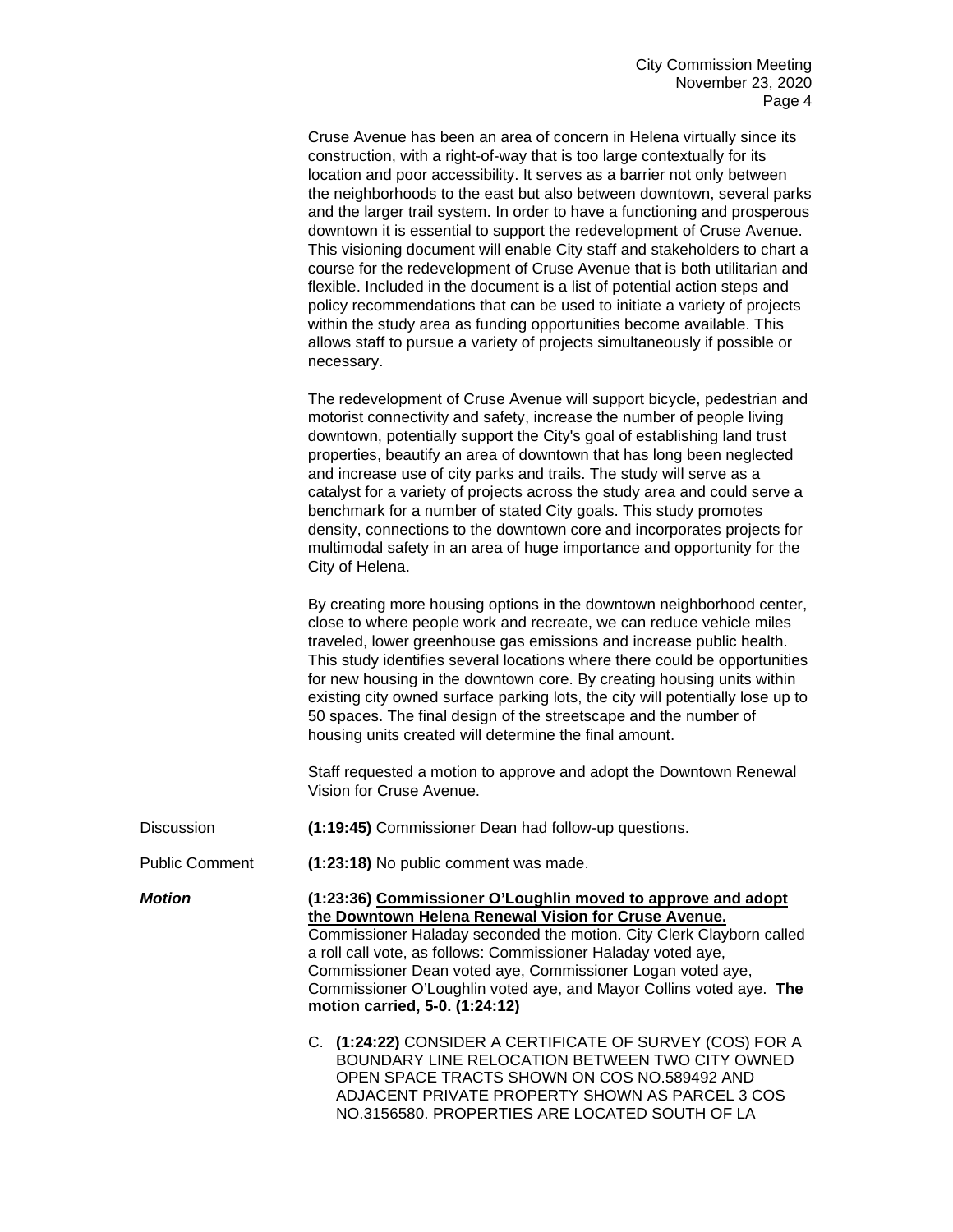Cruse Avenue has been an area of concern in Helena virtually since its construction, with a right-of-way that is too large contextually for its location and poor accessibility. It serves as a barrier not only between the neighborhoods to the east but also between downtown, several parks and the larger trail system. In order to have a functioning and prosperous downtown it is essential to support the redevelopment of Cruse Avenue. This visioning document will enable City staff and stakeholders to chart a course for the redevelopment of Cruse Avenue that is both utilitarian and flexible. Included in the document is a list of potential action steps and policy recommendations that can be used to initiate a variety of projects within the study area as funding opportunities become available. This allows staff to pursue a variety of projects simultaneously if possible or necessary.

The redevelopment of Cruse Avenue will support bicycle, pedestrian and motorist connectivity and safety, increase the number of people living downtown, potentially support the City's goal of establishing land trust properties, beautify an area of downtown that has long been neglected and increase use of city parks and trails. The study will serve as a catalyst for a variety of projects across the study area and could serve a benchmark for a number of stated City goals. This study promotes density, connections to the downtown core and incorporates projects for multimodal safety in an area of huge importance and opportunity for the City of Helena.

By creating more housing options in the downtown neighborhood center, close to where people work and recreate, we can reduce vehicle miles traveled, lower greenhouse gas emissions and increase public health. This study identifies several locations where there could be opportunities for new housing in the downtown core. By creating housing units within existing city owned surface parking lots, the city will potentially lose up to 50 spaces. The final design of the streetscape and the number of housing units created will determine the final amount.

Staff requested a motion to approve and adopt the Downtown Renewal Vision for Cruse Avenue.

Discussion **(1:19:45)** Commissioner Dean had follow-up questions.

Public Comment **(1:23:18)** No public comment was made.

***Motion*** **(1:23:36) <u>Commissioner O'Loughlin moved to approve and adopt the Downtown Helena Renewal Vision for Cruse Avenue.</u>** Commissioner Haladay seconded the motion. City Clerk Clayborn called a roll call vote, as follows: Commissioner Haladay voted aye, Commissioner Dean voted aye, Commissioner Logan voted aye, Commissioner O'Loughlin voted aye, and Mayor Collins voted aye. **The motion carried, 5-0. (1:24:12)**

C. **(1:24:22)** CONSIDER A CERTIFICATE OF SURVEY (COS) FOR A BOUNDARY LINE RELOCATION BETWEEN TWO CITY OWNED OPEN SPACE TRACTS SHOWN ON COS NO.589492 AND ADJACENT PRIVATE PROPERTY SHOWN AS PARCEL 3 COS NO.3156580. PROPERTIES ARE LOCATED SOUTH OF LA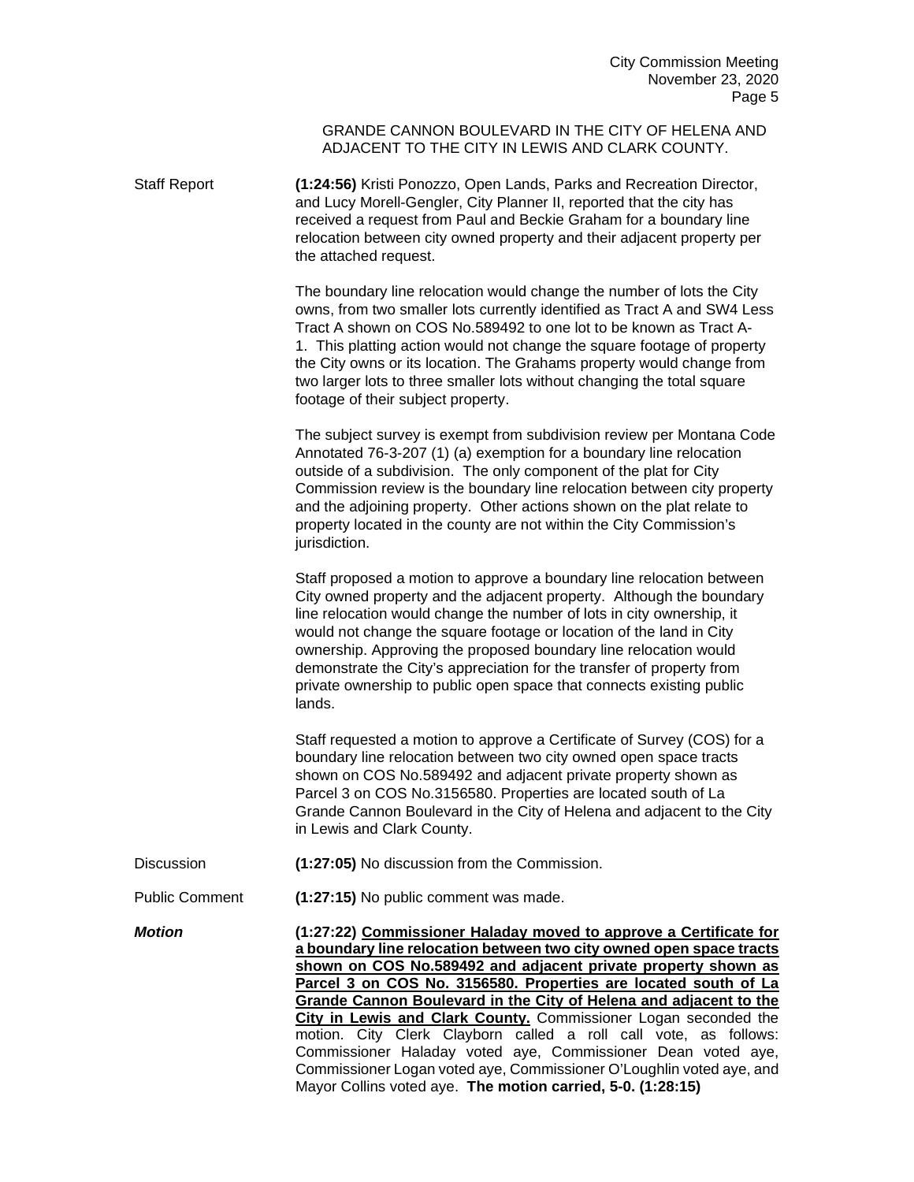GRANDE CANNON BOULEVARD IN THE CITY OF HELENA AND ADJACENT TO THE CITY IN LEWIS AND CLARK COUNTY.

Staff Report

**(1:24:56)** Kristi Ponozzo, Open Lands, Parks and Recreation Director, and Lucy Morell-Gengler, City Planner II, reported that the city has received a request from Paul and Beckie Graham for a boundary line relocation between city owned property and their adjacent property per the attached request.

The boundary line relocation would change the number of lots the City owns, from two smaller lots currently identified as Tract A and SW4 Less Tract A shown on COS No.589492 to one lot to be known as Tract A-1. This platting action would not change the square footage of property the City owns or its location. The Grahams property would change from two larger lots to three smaller lots without changing the total square footage of their subject property.

The subject survey is exempt from subdivision review per Montana Code Annotated 76-3-207 (1) (a) exemption for a boundary line relocation outside of a subdivision. The only component of the plat for City Commission review is the boundary line relocation between city property and the adjoining property. Other actions shown on the plat relate to property located in the county are not within the City Commission's jurisdiction.

Staff proposed a motion to approve a boundary line relocation between City owned property and the adjacent property. Although the boundary line relocation would change the number of lots in city ownership, it would not change the square footage or location of the land in City ownership. Approving the proposed boundary line relocation would demonstrate the City's appreciation for the transfer of property from private ownership to public open space that connects existing public lands.

Staff requested a motion to approve a Certificate of Survey (COS) for a boundary line relocation between two city owned open space tracts shown on COS No.589492 and adjacent private property shown as Parcel 3 on COS No.3156580. Properties are located south of La Grande Cannon Boulevard in the City of Helena and adjacent to the City in Lewis and Clark County.

Discussion

**(1:27:05)** No discussion from the Commission.

Public Comment

**(1:27:15)** No public comment was made.

***Motion***

**(1:27:22) Commissioner Haladay moved to approve a Certificate for a boundary line relocation between two city owned open space tracts shown on COS No.589492 and adjacent private property shown as Parcel 3 on COS No. 3156580. Properties are located south of La Grande Cannon Boulevard in the City of Helena and adjacent to the City in Lewis and Clark County.** Commissioner Logan seconded the motion. City Clerk Clayborn called a roll call vote, as follows: Commissioner Haladay voted aye, Commissioner Dean voted aye, Commissioner Logan voted aye, Commissioner O'Loughlin voted aye, and Mayor Collins voted aye. **The motion carried, 5-0. (1:28:15)**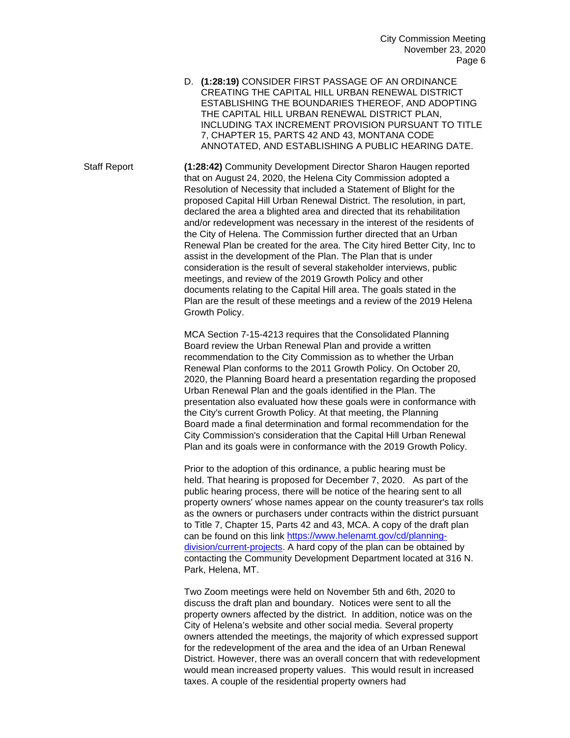D. **(1:28:19)** CONSIDER FIRST PASSAGE OF AN ORDINANCE CREATING THE CAPITAL HILL URBAN RENEWAL DISTRICT ESTABLISHING THE BOUNDARIES THEREOF, AND ADOPTING THE CAPITAL HILL URBAN RENEWAL DISTRICT PLAN, INCLUDING TAX INCREMENT PROVISION PURSUANT TO TITLE 7, CHAPTER 15, PARTS 42 AND 43, MONTANA CODE ANNOTATED, AND ESTABLISHING A PUBLIC HEARING DATE.

Staff Report

**(1:28:42)** Community Development Director Sharon Haugen reported that on August 24, 2020, the Helena City Commission adopted a Resolution of Necessity that included a Statement of Blight for the proposed Capital Hill Urban Renewal District. The resolution, in part, declared the area a blighted area and directed that its rehabilitation and/or redevelopment was necessary in the interest of the residents of the City of Helena. The Commission further directed that an Urban Renewal Plan be created for the area. The City hired Better City, Inc to assist in the development of the Plan. The Plan that is under consideration is the result of several stakeholder interviews, public meetings, and review of the 2019 Growth Policy and other documents relating to the Capital Hill area. The goals stated in the Plan are the result of these meetings and a review of the 2019 Helena Growth Policy.

MCA Section 7-15-4213 requires that the Consolidated Planning Board review the Urban Renewal Plan and provide a written recommendation to the City Commission as to whether the Urban Renewal Plan conforms to the 2011 Growth Policy. On October 20, 2020, the Planning Board heard a presentation regarding the proposed Urban Renewal Plan and the goals identified in the Plan. The presentation also evaluated how these goals were in conformance with the City's current Growth Policy. At that meeting, the Planning Board made a final determination and formal recommendation for the City Commission's consideration that the Capital Hill Urban Renewal Plan and its goals were in conformance with the 2019 Growth Policy.

Prior to the adoption of this ordinance, a public hearing must be held. That hearing is proposed for December 7, 2020. As part of the public hearing process, there will be notice of the hearing sent to all property owners' whose names appear on the county treasurer's tax rolls as the owners or purchasers under contracts within the district pursuant to Title 7, Chapter 15, Parts 42 and 43, MCA. A copy of the draft plan can be found on this link [https://www.helenamt.gov/cd/planning-division/current-projects](https://www.helenamt.gov/cd/planning-division/current-projects). A hard copy of the plan can be obtained by contacting the Community Development Department located at 316 N. Park, Helena, MT.

Two Zoom meetings were held on November 5th and 6th, 2020 to discuss the draft plan and boundary. Notices were sent to all the property owners affected by the district. In addition, notice was on the City of Helena's website and other social media. Several property owners attended the meetings, the majority of which expressed support for the redevelopment of the area and the idea of an Urban Renewal District. However, there was an overall concern that with redevelopment would mean increased property values. This would result in increased taxes. A couple of the residential property owners had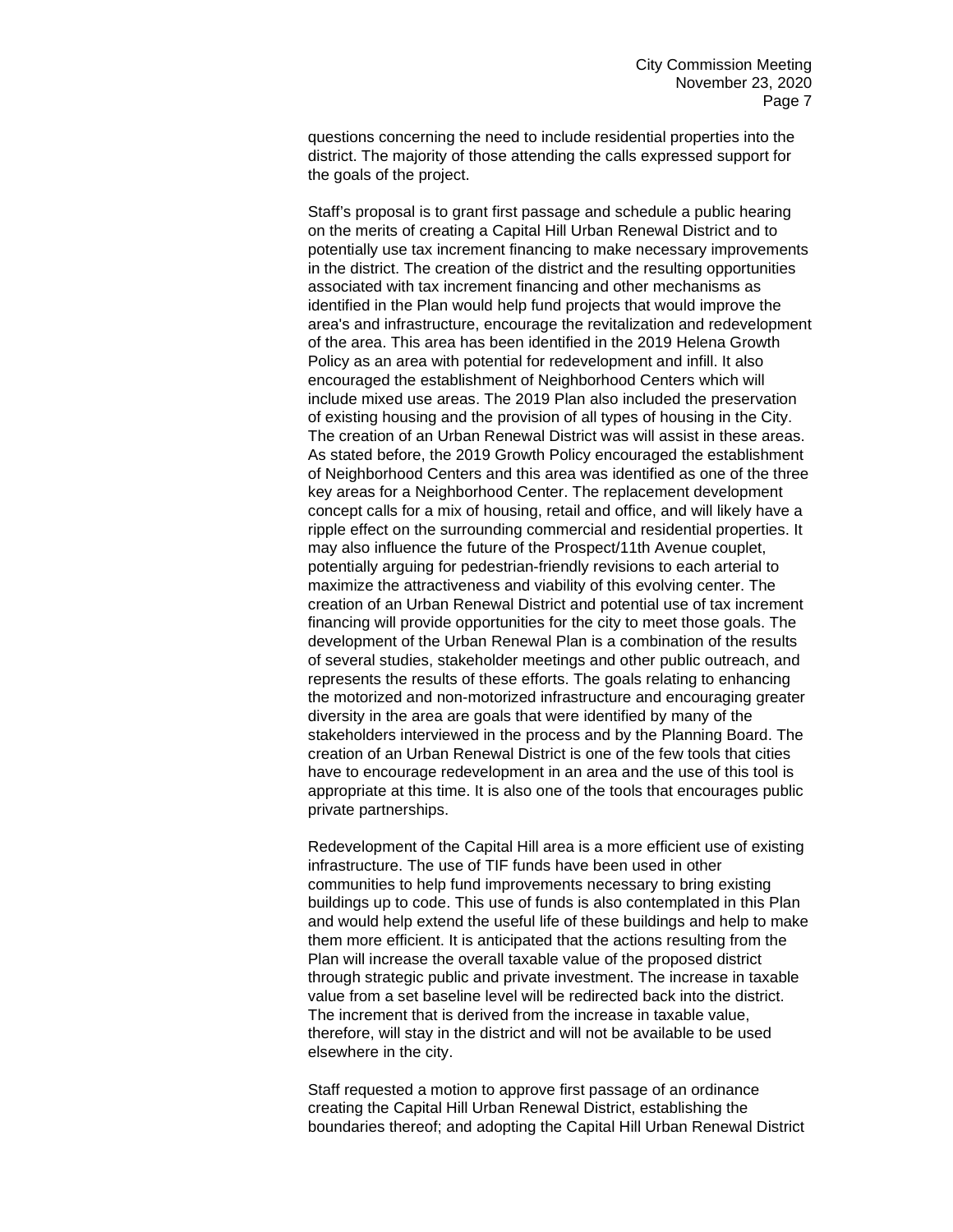questions concerning the need to include residential properties into the district. The majority of those attending the calls expressed support for the goals of the project.

Staff's proposal is to grant first passage and schedule a public hearing on the merits of creating a Capital Hill Urban Renewal District and to potentially use tax increment financing to make necessary improvements in the district. The creation of the district and the resulting opportunities associated with tax increment financing and other mechanisms as identified in the Plan would help fund projects that would improve the area's and infrastructure, encourage the revitalization and redevelopment of the area. This area has been identified in the 2019 Helena Growth Policy as an area with potential for redevelopment and infill. It also encouraged the establishment of Neighborhood Centers which will include mixed use areas. The 2019 Plan also included the preservation of existing housing and the provision of all types of housing in the City. The creation of an Urban Renewal District was will assist in these areas. As stated before, the 2019 Growth Policy encouraged the establishment of Neighborhood Centers and this area was identified as one of the three key areas for a Neighborhood Center. The replacement development concept calls for a mix of housing, retail and office, and will likely have a ripple effect on the surrounding commercial and residential properties. It may also influence the future of the Prospect/11th Avenue couplet, potentially arguing for pedestrian-friendly revisions to each arterial to maximize the attractiveness and viability of this evolving center. The creation of an Urban Renewal District and potential use of tax increment financing will provide opportunities for the city to meet those goals. The development of the Urban Renewal Plan is a combination of the results of several studies, stakeholder meetings and other public outreach, and represents the results of these efforts. The goals relating to enhancing the motorized and non-motorized infrastructure and encouraging greater diversity in the area are goals that were identified by many of the stakeholders interviewed in the process and by the Planning Board. The creation of an Urban Renewal District is one of the few tools that cities have to encourage redevelopment in an area and the use of this tool is appropriate at this time. It is also one of the tools that encourages public private partnerships.

Redevelopment of the Capital Hill area is a more efficient use of existing infrastructure. The use of TIF funds have been used in other communities to help fund improvements necessary to bring existing buildings up to code. This use of funds is also contemplated in this Plan and would help extend the useful life of these buildings and help to make them more efficient. It is anticipated that the actions resulting from the Plan will increase the overall taxable value of the proposed district through strategic public and private investment. The increase in taxable value from a set baseline level will be redirected back into the district. The increment that is derived from the increase in taxable value, therefore, will stay in the district and will not be available to be used elsewhere in the city.

Staff requested a motion to approve first passage of an ordinance creating the Capital Hill Urban Renewal District, establishing the boundaries thereof; and adopting the Capital Hill Urban Renewal District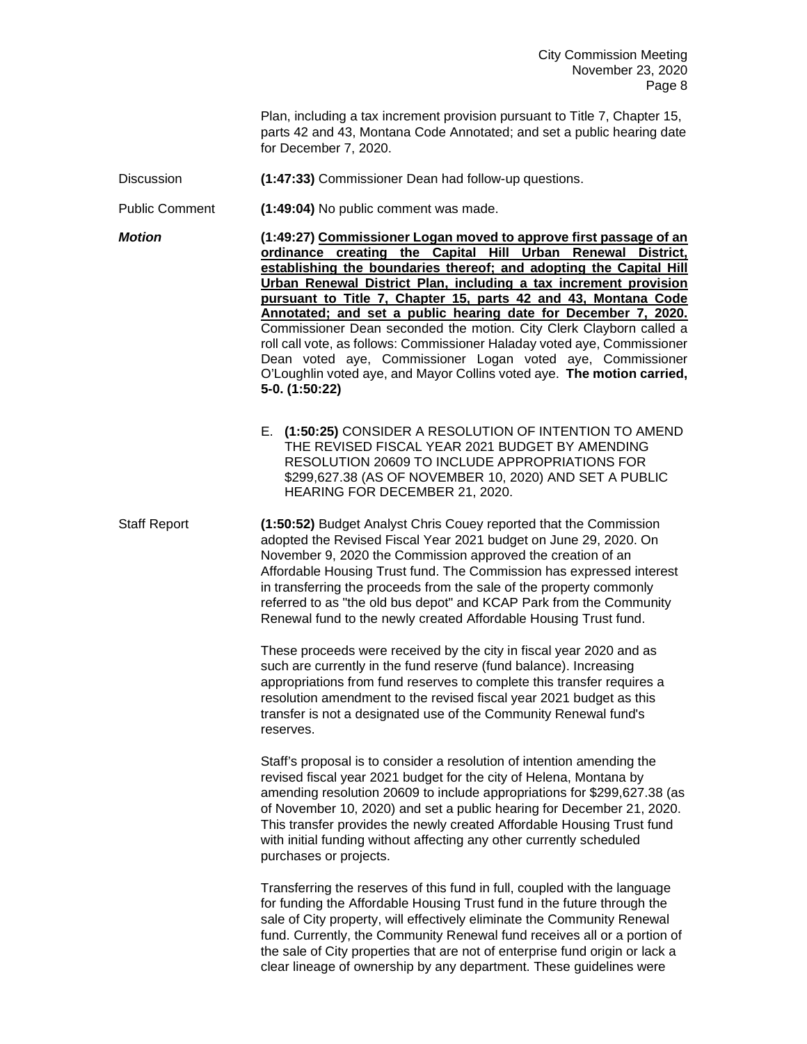Plan, including a tax increment provision pursuant to Title 7, Chapter 15, parts 42 and 43, Montana Code Annotated; and set a public hearing date for December 7, 2020.

Discussion **(1:47:33)** Commissioner Dean had follow-up questions.

Public Comment **(1:49:04)** No public comment was made.

***Motion*** **(1:49:27) Commissioner Logan moved to approve first passage of an ordinance creating the Capital Hill Urban Renewal District, establishing the boundaries thereof; and adopting the Capital Hill Urban Renewal District Plan, including a tax increment provision pursuant to Title 7, Chapter 15, parts 42 and 43, Montana Code Annotated; and set a public hearing date for December 7, 2020.** Commissioner Dean seconded the motion. City Clerk Clayborn called a roll call vote, as follows: Commissioner Haladay voted aye, Commissioner Dean voted aye, Commissioner Logan voted aye, Commissioner O'Loughlin voted aye, and Mayor Collins voted aye. **The motion carried, 5-0. (1:50:22)**

E. **(1:50:25)** CONSIDER A RESOLUTION OF INTENTION TO AMEND THE REVISED FISCAL YEAR 2021 BUDGET BY AMENDING RESOLUTION 20609 TO INCLUDE APPROPRIATIONS FOR $299,627.38 (AS OF NOVEMBER 10, 2020) AND SET A PUBLIC HEARING FOR DECEMBER 21, 2020.

Staff Report **(1:50:52)** Budget Analyst Chris Couey reported that the Commission adopted the Revised Fiscal Year 2021 budget on June 29, 2020. On November 9, 2020 the Commission approved the creation of an Affordable Housing Trust fund. The Commission has expressed interest in transferring the proceeds from the sale of the property commonly referred to as "the old bus depot" and KCAP Park from the Community Renewal fund to the newly created Affordable Housing Trust fund.

These proceeds were received by the city in fiscal year 2020 and as such are currently in the fund reserve (fund balance). Increasing appropriations from fund reserves to complete this transfer requires a resolution amendment to the revised fiscal year 2021 budget as this transfer is not a designated use of the Community Renewal fund's reserves.

Staff's proposal is to consider a resolution of intention amending the revised fiscal year 2021 budget for the city of Helena, Montana by amending resolution 20609 to include appropriations for $299,627.38 (as of November 10, 2020) and set a public hearing for December 21, 2020. This transfer provides the newly created Affordable Housing Trust fund with initial funding without affecting any other currently scheduled purchases or projects.

Transferring the reserves of this fund in full, coupled with the language for funding the Affordable Housing Trust fund in the future through the sale of City property, will effectively eliminate the Community Renewal fund. Currently, the Community Renewal fund receives all or a portion of the sale of City properties that are not of enterprise fund origin or lack a clear lineage of ownership by any department. These guidelines were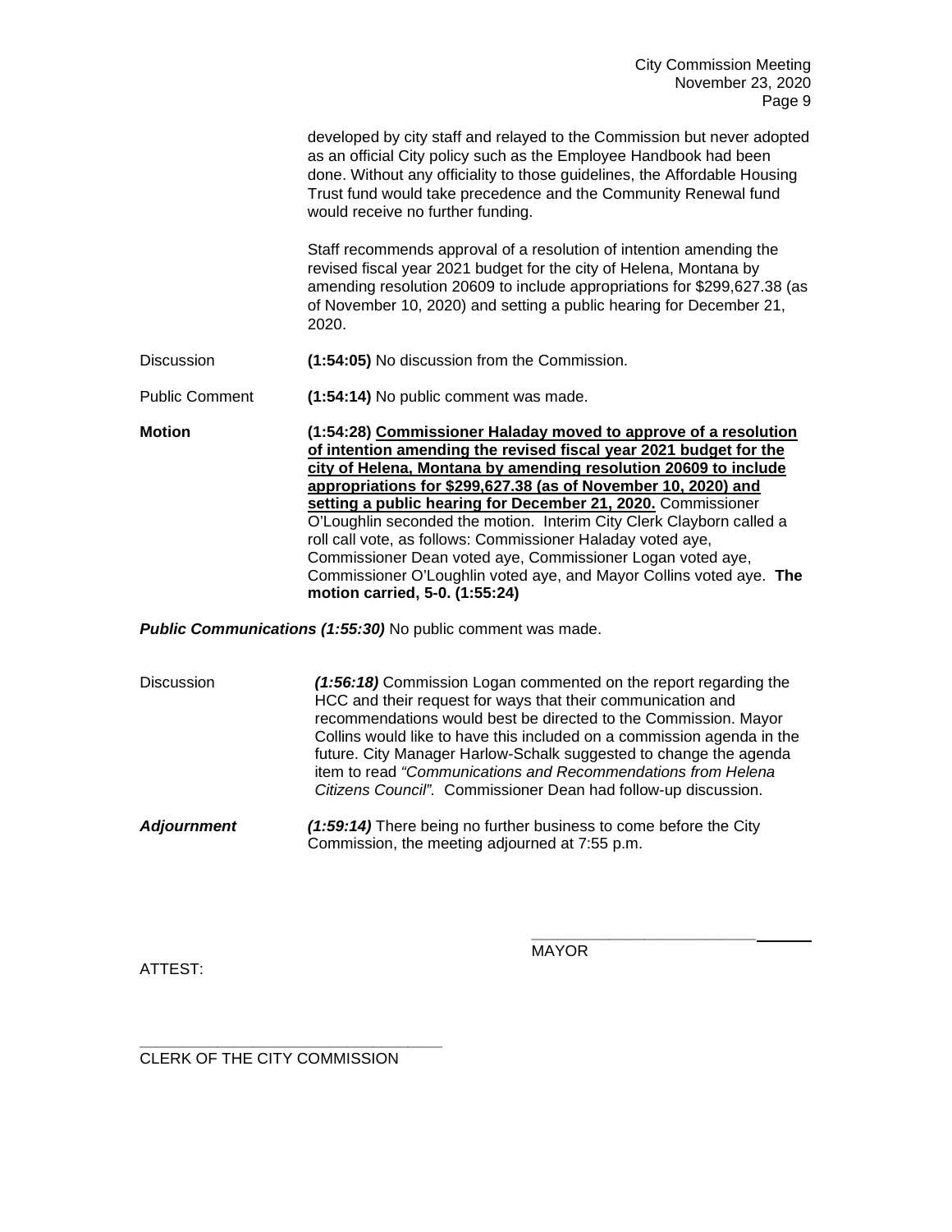developed by city staff and relayed to the Commission but never adopted as an official City policy such as the Employee Handbook had been done. Without any officiality to those guidelines, the Affordable Housing Trust fund would take precedence and the Community Renewal fund would receive no further funding.

Staff recommends approval of a resolution of intention amending the revised fiscal year 2021 budget for the city of Helena, Montana by amending resolution 20609 to include appropriations for $299,627.38 (as of November 10, 2020) and setting a public hearing for December 21, 2020.

Discussion — **(1:54:05)** No discussion from the Commission.

Public Comment — **(1:54:14)** No public comment was made.

**Motion** — **(1:54:28) Commissioner Haladay moved to approve of a resolution of intention amending the revised fiscal year 2021 budget for the city of Helena, Montana by amending resolution 20609 to include appropriations for $299,627.38 (as of November 10, 2020) and setting a public hearing for December 21, 2020.** Commissioner O'Loughlin seconded the motion. Interim City Clerk Clayborn called a roll call vote, as follows: Commissioner Haladay voted aye, Commissioner Dean voted aye, Commissioner Logan voted aye, Commissioner O'Loughlin voted aye, and Mayor Collins voted aye. **The motion carried, 5-0. (1:55:24)**

***Public Communications (1:55:30)*** No public comment was made.

Discussion — ***(1:56:18)*** Commission Logan commented on the report regarding the HCC and their request for ways that their communication and recommendations would best be directed to the Commission. Mayor Collins would like to have this included on a commission agenda in the future. City Manager Harlow-Schalk suggested to change the agenda item to read *"Communications and Recommendations from Helena Citizens Council".* Commissioner Dean had follow-up discussion.

***Adjournment*** — ***(1:59:14)*** There being no further business to come before the City Commission, the meeting adjourned at 7:55 p.m.

\_\_\_\_\_\_\_\_\_\_\_\_\_\_\_\_\_\_\_\_\_\_\_\_\_\_\_\_\_\_\_\_
MAYOR

ATTEST:

\_\_\_\_\_\_\_\_\_\_\_\_\_\_\_\_\_\_\_\_\_\_\_\_\_\_\_\_\_\_\_\_\_\_\_
CLERK OF THE CITY COMMISSION